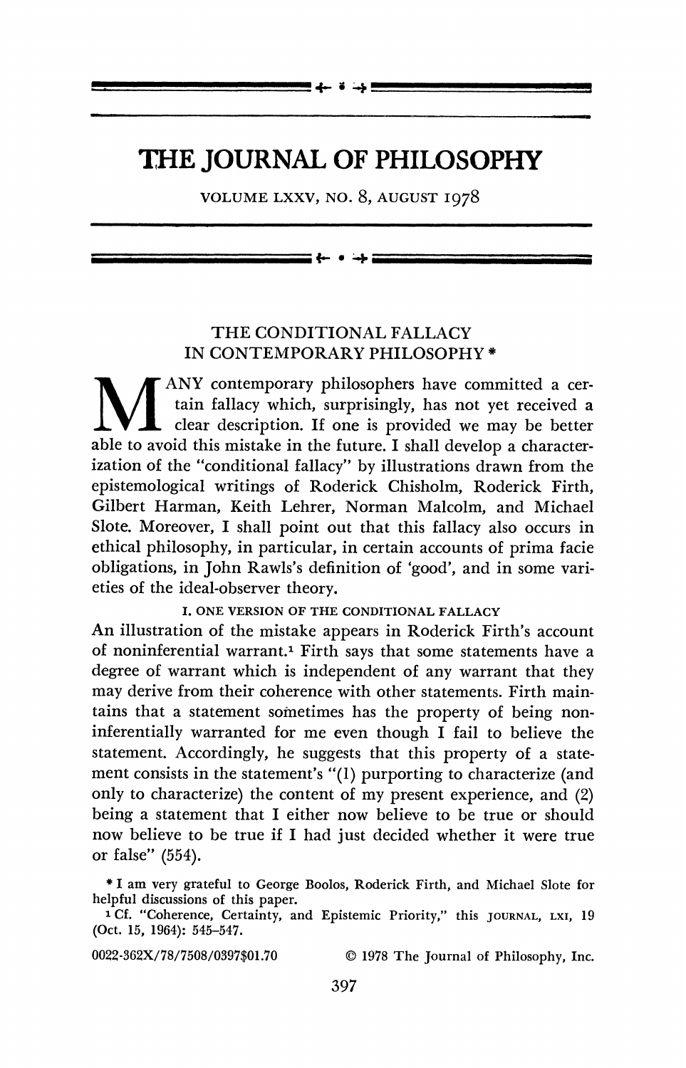# THE JOURNAL OF PHILOSOPHY

VOLUME LXXV, NO. 8, AUGUST 1978

## THE CONDITIONAL FALLACY IN CONTEMPORARY PHILOSOPHY *

MANY contemporary philosophers have committed a certain fallacy which, surprisingly, has not yet received a clear description. If one is provided we may be better able to avoid this mistake in the future. I shall develop a characterization of the "conditional fallacy" by illustrations drawn from the epistemological writings of Roderick Chisholm, Roderick Firth, Gilbert Harman, Keith Lehrer, Norman Malcolm, and Michael Slote. Moreover, I shall point out that this fallacy also occurs in ethical philosophy, in particular, in certain accounts of prima facie obligations, in John Rawls's definition of 'good', and in some varieties of the ideal-observer theory.

### I. ONE VERSION OF THE CONDITIONAL FALLACY

An illustration of the mistake appears in Roderick Firth's account of noninferential warrant.[1] Firth says that some statements have a degree of warrant which is independent of any warrant that they may derive from their coherence with other statements. Firth maintains that a statement sometimes has the property of being noninferentially warranted for me even though I fail to believe the statement. Accordingly, he suggests that this property of a statement consists in the statement's "(1) purporting to characterize (and only to characterize) the content of my present experience, and (2) being a statement that I either now believe to be true or should now believe to be true if I had just decided whether it were true or false" (554).

\* I am very grateful to George Boolos, Roderick Firth, and Michael Slote for helpful discussions of this paper.

[1] Cf. "Coherence, Certainty, and Epistemic Priority," this JOURNAL, LXI, 19 (Oct. 15, 1964): 545–547.

0022-362X/78/7508/0397$01.70 © 1978 The Journal of Philosophy, Inc.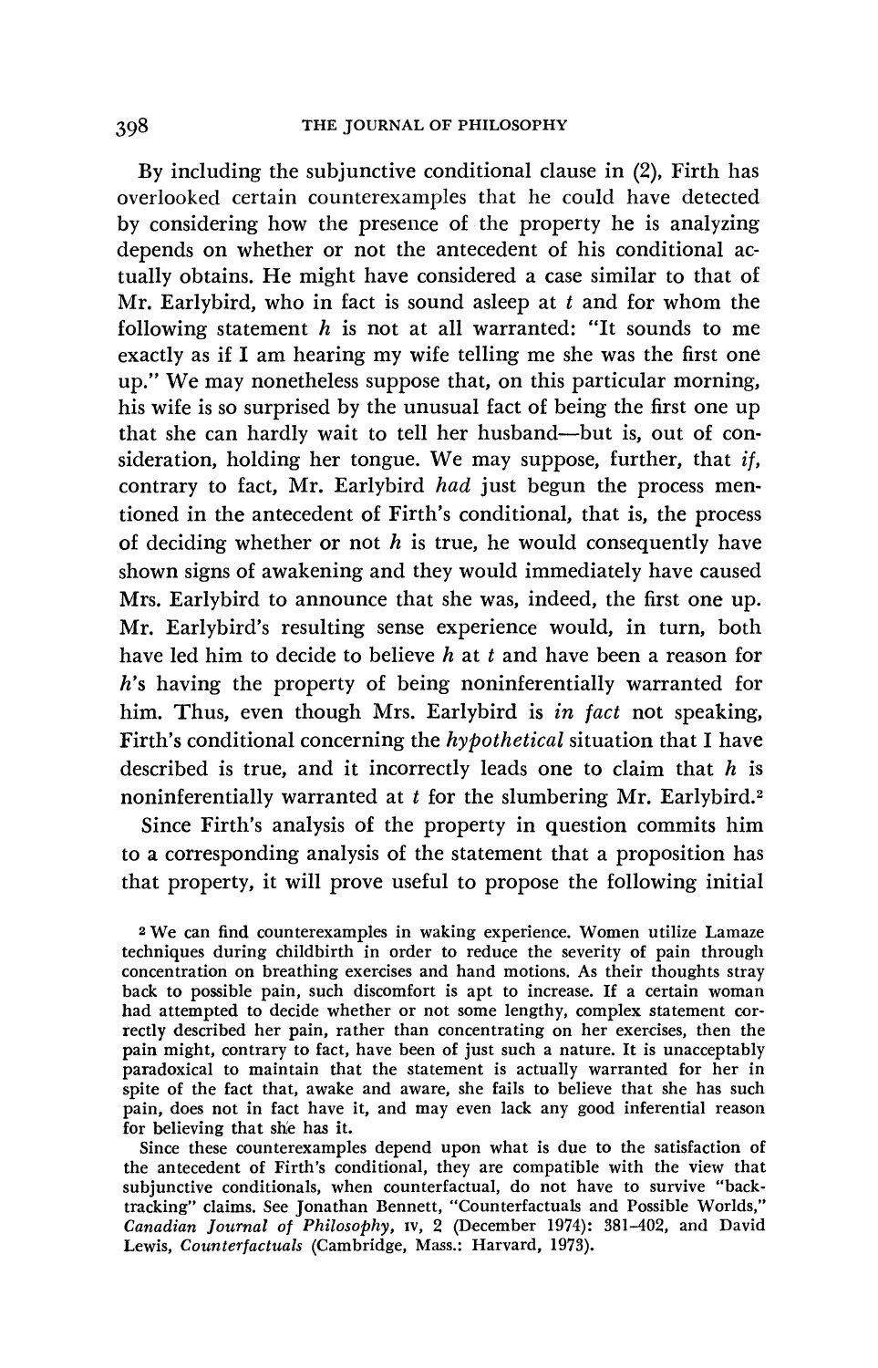By including the subjunctive conditional clause in (2), Firth has overlooked certain counterexamples that he could have detected by considering how the presence of the property he is analyzing depends on whether or not the antecedent of his conditional actually obtains. He might have considered a case similar to that of Mr. Earlybird, who in fact is sound asleep at $t$ and for whom the following statement $h$ is not at all warranted: "It sounds to me exactly as if I am hearing my wife telling me she was the first one up." We may nonetheless suppose that, on this particular morning, his wife is so surprised by the unusual fact of being the first one up that she can hardly wait to tell her husband—but is, out of consideration, holding her tongue. We may suppose, further, that *if*, contrary to fact, Mr. Earlybird *had* just begun the process mentioned in the antecedent of Firth's conditional, that is, the process of deciding whether or not $h$ is true, he would consequently have shown signs of awakening and they would immediately have caused Mrs. Earlybird to announce that she was, indeed, the first one up. Mr. Earlybird's resulting sense experience would, in turn, both have led him to decide to believe $h$ at $t$ and have been a reason for $h$'s having the property of being noninferentially warranted for him. Thus, even though Mrs. Earlybird is *in fact* not speaking, Firth's conditional concerning the *hypothetical* situation that I have described is true, and it incorrectly leads one to claim that $h$ is noninferentially warranted at $t$ for the slumbering Mr. Earlybird.[2]

Since Firth's analysis of the property in question commits him to a corresponding analysis of the statement that a proposition has that property, it will prove useful to propose the following initial

[2] We can find counterexamples in waking experience. Women utilize Lamaze techniques during childbirth in order to reduce the severity of pain through concentration on breathing exercises and hand motions. As their thoughts stray back to possible pain, such discomfort is apt to increase. If a certain woman had attempted to decide whether or not some lengthy, complex statement correctly described her pain, rather than concentrating on her exercises, then the pain might, contrary to fact, have been of just such a nature. It is unacceptably paradoxical to maintain that the statement is actually warranted for her in spite of the fact that, awake and aware, she fails to believe that she has such pain, does not in fact have it, and may even lack any good inferential reason for believing that she has it.

Since these counterexamples depend upon what is due to the satisfaction of the antecedent of Firth's conditional, they are compatible with the view that subjunctive conditionals, when counterfactual, do not have to survive "back-tracking" claims. See Jonathan Bennett, "Counterfactuals and Possible Worlds," *Canadian Journal of Philosophy*, IV, 2 (December 1974): 381–402, and David Lewis, *Counterfactuals* (Cambridge, Mass.: Harvard, 1973).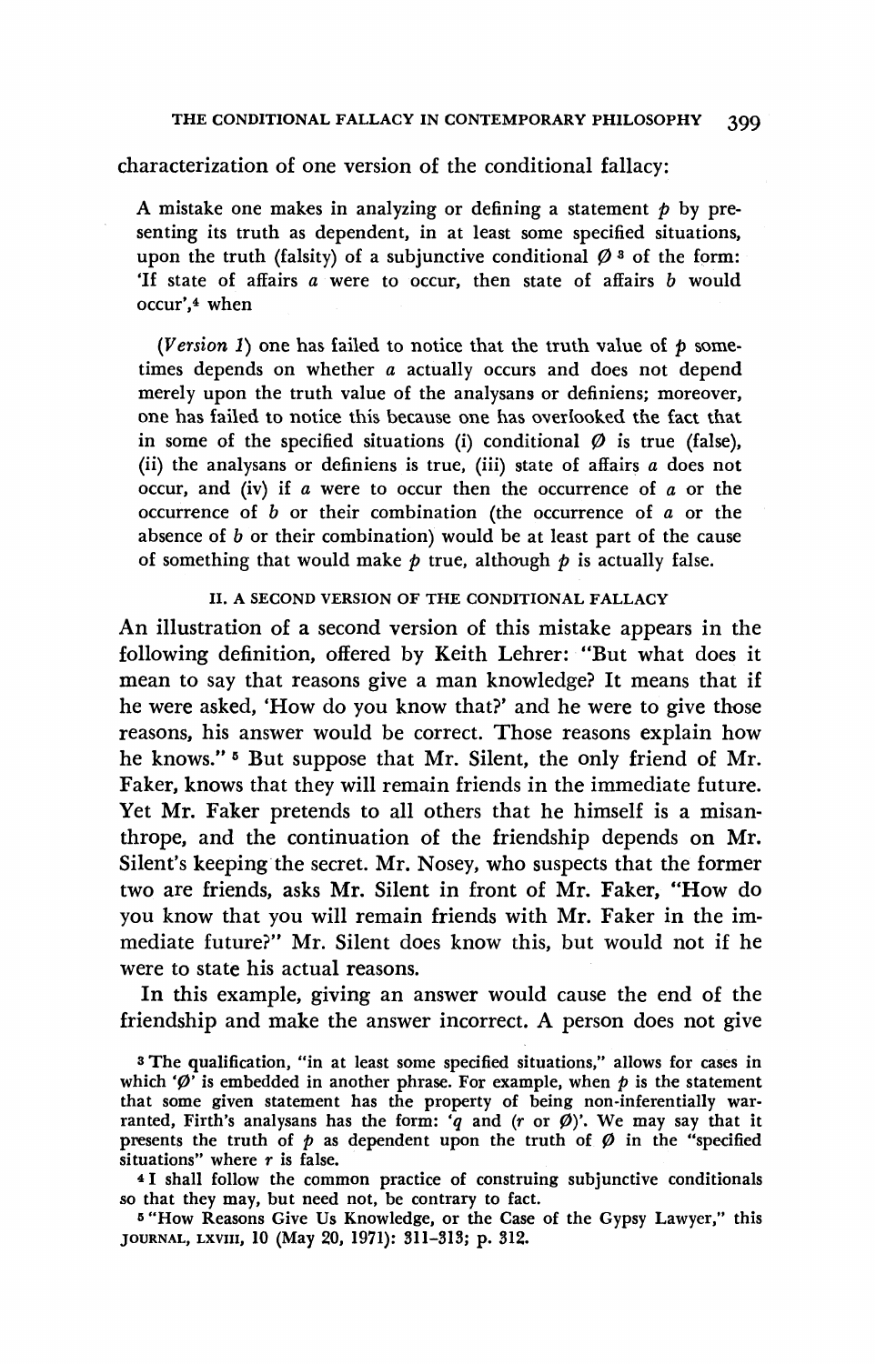characterization of one version of the conditional fallacy:

> A mistake one makes in analyzing or defining a statement $p$ by presenting its truth as dependent, in at least some specified situations, upon the truth (falsity) of a subjunctive conditional $\emptyset$ [3] of the form: 'If state of affairs $a$ were to occur, then state of affairs $b$ would occur',[4] when
>
> (*Version 1*) one has failed to notice that the truth value of $p$ sometimes depends on whether $a$ actually occurs and does not depend merely upon the truth value of the analysans or definiens; moreover, one has failed to notice this because one has overlooked the fact that in some of the specified situations (i) conditional $\emptyset$ is true (false), (ii) the analysans or definiens is true, (iii) state of affairs $a$ does not occur, and (iv) if $a$ were to occur then the occurrence of $a$ or the occurrence of $b$ or their combination (the occurrence of $a$ or the absence of $b$ or their combination) would be at least part of the cause of something that would make $p$ true, although $p$ is actually false.

## II. A SECOND VERSION OF THE CONDITIONAL FALLACY

An illustration of a second version of this mistake appears in the following definition, offered by Keith Lehrer: "But what does it mean to say that reasons give a man knowledge? It means that if he were asked, 'How do you know that?' and he were to give those reasons, his answer would be correct. Those reasons explain how he knows." [5] But suppose that Mr. Silent, the only friend of Mr. Faker, knows that they will remain friends in the immediate future. Yet Mr. Faker pretends to all others that he himself is a misanthrope, and the continuation of the friendship depends on Mr. Silent's keeping the secret. Mr. Nosey, who suspects that the former two are friends, asks Mr. Silent in front of Mr. Faker, "How do you know that you will remain friends with Mr. Faker in the immediate future?" Mr. Silent does know this, but would not if he were to state his actual reasons.

In this example, giving an answer would cause the end of the friendship and make the answer incorrect. A person does not give

---

[3] The qualification, "in at least some specified situations," allows for cases in which '$\emptyset$' is embedded in another phrase. For example, when $p$ is the statement that some given statement has the property of being non-inferentially warranted, Firth's analysans has the form: '$q$ and ($r$ or $\emptyset$)'. We may say that it presents the truth of $p$ as dependent upon the truth of $\emptyset$ in the "specified situations" where $r$ is false.

[4] I shall follow the common practice of construing subjunctive conditionals so that they may, but need not, be contrary to fact.

[5] "How Reasons Give Us Knowledge, or the Case of the Gypsy Lawyer," this JOURNAL, LXVIII, 10 (May 20, 1971): 311–313; p. 312.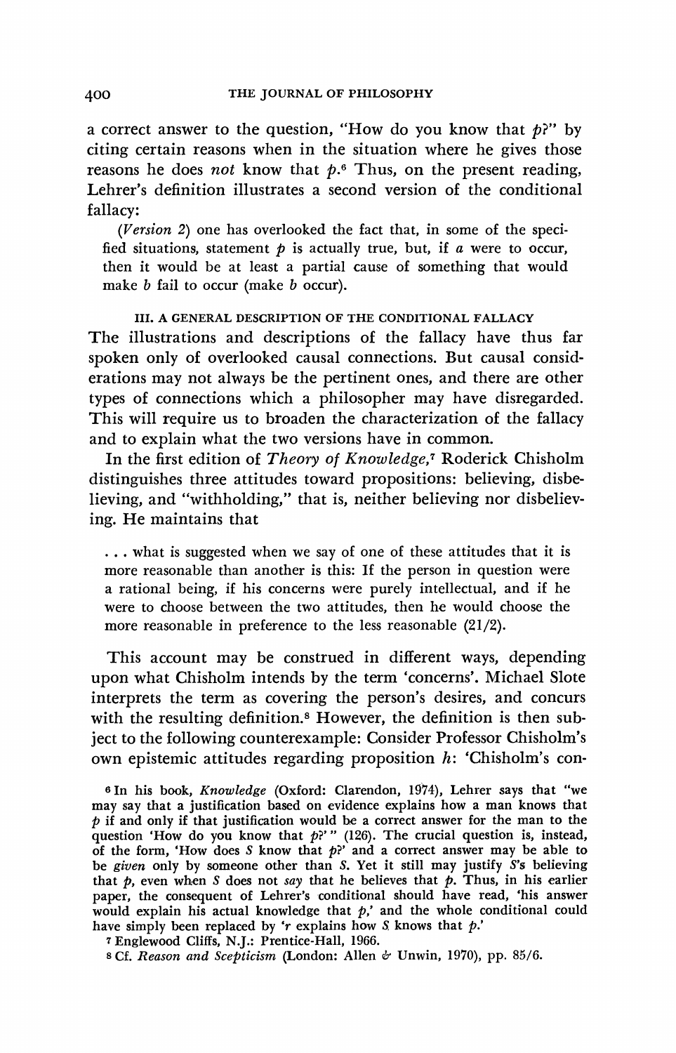a correct answer to the question, "How do you know that *p*?" by citing certain reasons when in the situation where he gives those reasons he does *not* know that *p*.[6] Thus, on the present reading, Lehrer's definition illustrates a second version of the conditional fallacy:

> (*Version 2*) one has overlooked the fact that, in some of the specified situations, statement *p* is actually true, but, if *a* were to occur, then it would be at least a partial cause of something that would make *b* fail to occur (make *b* occur).

### III. A GENERAL DESCRIPTION OF THE CONDITIONAL FALLACY

The illustrations and descriptions of the fallacy have thus far spoken only of overlooked causal connections. But causal considerations may not always be the pertinent ones, and there are other types of connections which a philosopher may have disregarded. This will require us to broaden the characterization of the fallacy and to explain what the two versions have in common.

In the first edition of *Theory of Knowledge*,[7] Roderick Chisholm distinguishes three attitudes toward propositions: believing, disbelieving, and "withholding," that is, neither believing nor disbelieving. He maintains that

> . . . what is suggested when we say of one of these attitudes that it is more reasonable than another is this: If the person in question were a rational being, if his concerns were purely intellectual, and if he were to choose between the two attitudes, then he would choose the more reasonable in preference to the less reasonable (21/2).

This account may be construed in different ways, depending upon what Chisholm intends by the term 'concerns'. Michael Slote interprets the term as covering the person's desires, and concurs with the resulting definition.[8] However, the definition is then subject to the following counterexample: Consider Professor Chisholm's own epistemic attitudes regarding proposition *h*: 'Chisholm's con-

---

[6] In his book, *Knowledge* (Oxford: Clarendon, 1974), Lehrer says that "we may say that a justification based on evidence explains how a man knows that *p* if and only if that justification would be a correct answer for the man to the question 'How do you know that *p*?'" (126). The crucial question is, instead, of the form, 'How does *S* know that *p*?' and a correct answer may be able to be *given* only by someone other than *S*. Yet it still may justify *S*'s believing that *p*, even when *S* does not *say* that he believes that *p*. Thus, in his earlier paper, the consequent of Lehrer's conditional should have read, 'his answer would explain his actual knowledge that *p*,' and the whole conditional could have simply been replaced by '*r* explains how *S* knows that *p*.'

[7] Englewood Cliffs, N.J.: Prentice-Hall, 1966.

[8] Cf. *Reason and Scepticism* (London: Allen & Unwin, 1970), pp. 85/6.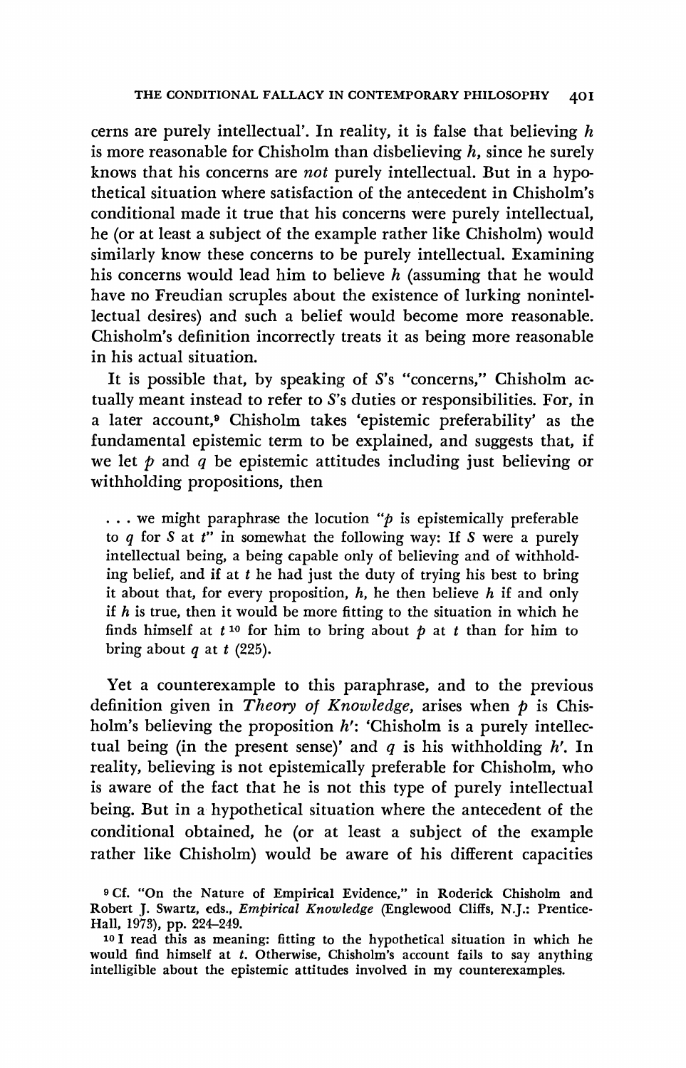cerns are purely intellectual'. In reality, it is false that believing $h$ is more reasonable for Chisholm than disbelieving $h$, since he surely knows that his concerns are *not* purely intellectual. But in a hypothetical situation where satisfaction of the antecedent in Chisholm's conditional made it true that his concerns were purely intellectual, he (or at least a subject of the example rather like Chisholm) would similarly know these concerns to be purely intellectual. Examining his concerns would lead him to believe $h$ (assuming that he would have no Freudian scruples about the existence of lurking nonintellectual desires) and such a belief would become more reasonable. Chisholm's definition incorrectly treats it as being more reasonable in his actual situation.

It is possible that, by speaking of $S$'s "concerns," Chisholm actually meant instead to refer to $S$'s duties or responsibilities. For, in a later account,[9] Chisholm takes 'epistemic preferability' as the fundamental epistemic term to be explained, and suggests that, if we let $p$ and $q$ be epistemic attitudes including just believing or withholding propositions, then

> . . . we might paraphrase the locution "$p$ is epistemically preferable to $q$ for $S$ at $t$" in somewhat the following way: If $S$ were a purely intellectual being, a being capable only of believing and of withholding belief, and if at $t$ he had just the duty of trying his best to bring it about that, for every proposition, $h$, he then believe $h$ if and only if $h$ is true, then it would be more fitting to the situation in which he finds himself at $t$[10] for him to bring about $p$ at $t$ than for him to bring about $q$ at $t$ (225).

Yet a counterexample to this paraphrase, and to the previous definition given in *Theory of Knowledge*, arises when $p$ is Chisholm's believing the proposition $h'$: 'Chisholm is a purely intellectual being (in the present sense)' and $q$ is his withholding $h'$. In reality, believing is not epistemically preferable for Chisholm, who is aware of the fact that he is not this type of purely intellectual being. But in a hypothetical situation where the antecedent of the conditional obtained, he (or at least a subject of the example rather like Chisholm) would be aware of his different capacities

[9] Cf. "On the Nature of Empirical Evidence," in Roderick Chisholm and Robert J. Swartz, eds., *Empirical Knowledge* (Englewood Cliffs, N.J.: Prentice-Hall, 1973), pp. 224–249.

[10] I read this as meaning: fitting to the hypothetical situation in which he would find himself at $t$. Otherwise, Chisholm's account fails to say anything intelligible about the epistemic attitudes involved in my counterexamples.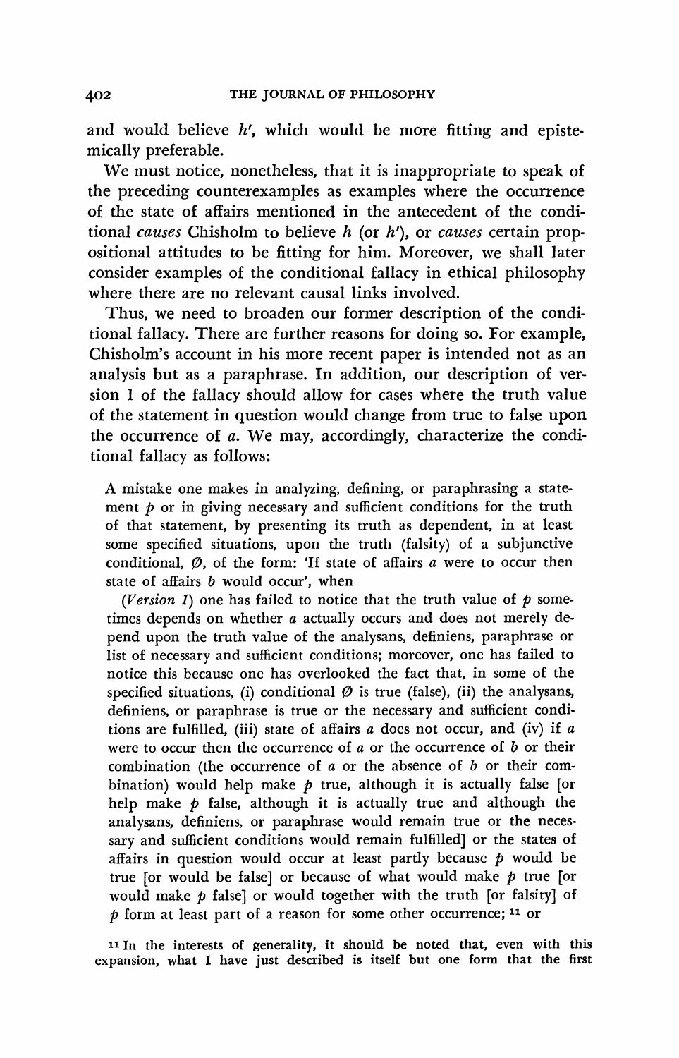and would believe *h′*, which would be more fitting and epistemically preferable.

We must notice, nonetheless, that it is inappropriate to speak of the preceding counterexamples as examples where the occurrence of the state of affairs mentioned in the antecedent of the conditional *causes* Chisholm to believe *h* (or *h′*), or *causes* certain propositional attitudes to be fitting for him. Moreover, we shall later consider examples of the conditional fallacy in ethical philosophy where there are no relevant causal links involved.

Thus, we need to broaden our former description of the conditional fallacy. There are further reasons for doing so. For example, Chisholm's account in his more recent paper is intended not as an analysis but as a paraphrase. In addition, our description of version 1 of the fallacy should allow for cases where the truth value of the statement in question would change from true to false upon the occurrence of *a*. We may, accordingly, characterize the conditional fallacy as follows:

> A mistake one makes in analyzing, defining, or paraphrasing a statement *p* or in giving necessary and sufficient conditions for the truth of that statement, by presenting its truth as dependent, in at least some specified situations, upon the truth (falsity) of a subjunctive conditional, *Ø*, of the form: 'If state of affairs *a* were to occur then state of affairs *b* would occur', when
>
> (*Version 1*) one has failed to notice that the truth value of *p* sometimes depends on whether *a* actually occurs and does not merely depend upon the truth value of the analysans, definiens, paraphrase or list of necessary and sufficient conditions; moreover, one has failed to notice this because one has overlooked the fact that, in some of the specified situations, (i) conditional *Ø* is true (false), (ii) the analysans, definiens, or paraphrase is true or the necessary and sufficient conditions are fulfilled, (iii) state of affairs *a* does not occur, and (iv) if *a* were to occur then the occurrence of *a* or the occurrence of *b* or their combination (the occurrence of *a* or the absence of *b* or their combination) would help make *p* true, although it is actually false [or help make *p* false, although it is actually true and although the analysans, definiens, or paraphrase would remain true or the necessary and sufficient conditions would remain fulfilled] or the states of affairs in question would occur at least partly because *p* would be true [or would be false] or because of what would make *p* true [or would make *p* false] or would together with the truth [or falsity] of *p* form at least part of a reason for some other occurrence; [11] or

[11] In the interests of generality, it should be noted that, even with this expansion, what I have just described is itself but one form that the first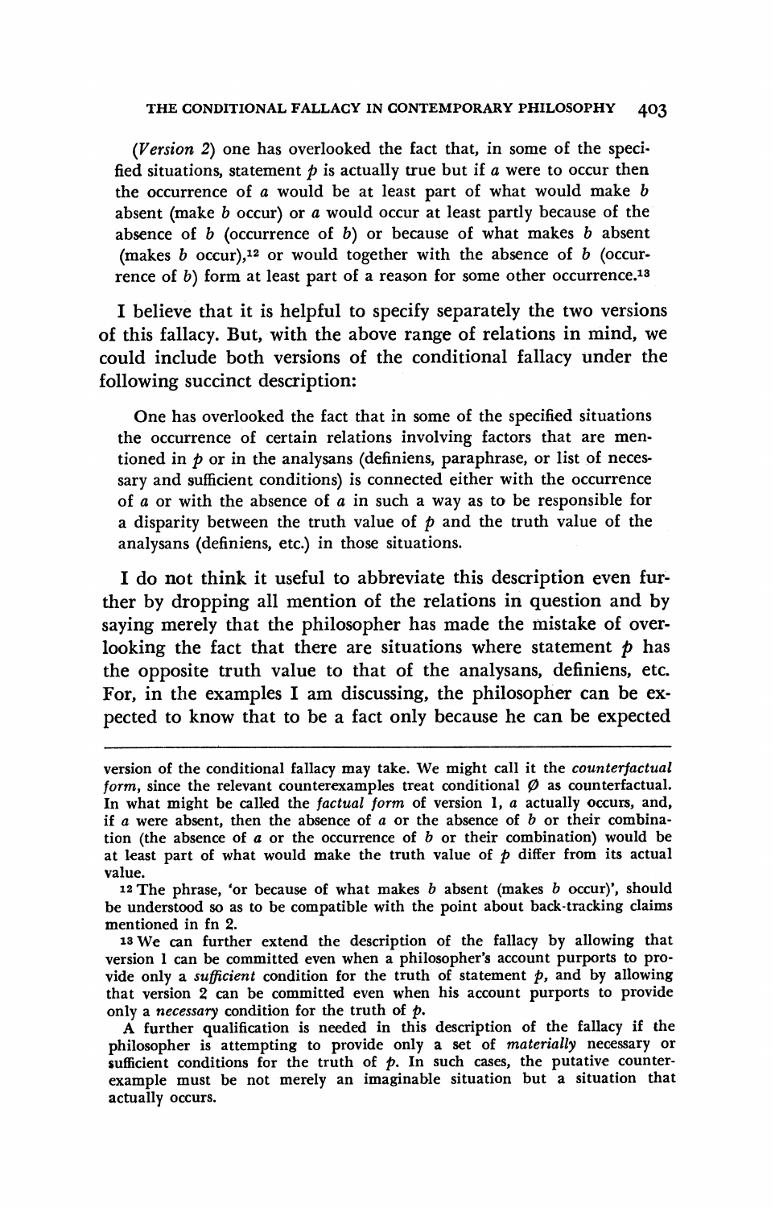(*Version 2*) one has overlooked the fact that, in some of the specified situations, statement $p$ is actually true but if $a$ were to occur then the occurrence of $a$ would be at least part of what would make $b$ absent (make $b$ occur) or $a$ would occur at least partly because of the absence of $b$ (occurrence of $b$) or because of what makes $b$ absent (makes $b$ occur),[12] or would together with the absence of $b$ (occurrence of $b$) form at least part of a reason for some other occurrence.[13]

I believe that it is helpful to specify separately the two versions of this fallacy. But, with the above range of relations in mind, we could include both versions of the conditional fallacy under the following succinct description:

> One has overlooked the fact that in some of the specified situations the occurrence of certain relations involving factors that are mentioned in $p$ or in the analysans (definiens, paraphrase, or list of necessary and sufficient conditions) is connected either with the occurrence of $a$ or with the absence of $a$ in such a way as to be responsible for a disparity between the truth value of $p$ and the truth value of the analysans (definiens, etc.) in those situations.

I do not think it useful to abbreviate this description even further by dropping all mention of the relations in question and by saying merely that the philosopher has made the mistake of overlooking the fact that there are situations where statement $p$ has the opposite truth value to that of the analysans, definiens, etc. For, in the examples I am discussing, the philosopher can be expected to know that to be a fact only because he can be expected

---

version of the conditional fallacy may take. We might call it the *counterfactual form*, since the relevant counterexamples treat conditional $\emptyset$ as counterfactual. In what might be called the *factual form* of version 1, $a$ actually occurs, and, if $a$ were absent, then the absence of $a$ or the absence of $b$ or their combination (the absence of $a$ or the occurrence of $b$ or their combination) would be at least part of what would make the truth value of $p$ differ from its actual value.

[12] The phrase, 'or because of what makes $b$ absent (makes $b$ occur)', should be understood so as to be compatible with the point about back-tracking claims mentioned in fn 2.

[13] We can further extend the description of the fallacy by allowing that version 1 can be committed even when a philosopher's account purports to provide only a *sufficient* condition for the truth of statement $p$, and by allowing that version 2 can be committed even when his account purports to provide only a *necessary* condition for the truth of $p$.

A further qualification is needed in this description of the fallacy if the philosopher is attempting to provide only a set of *materially* necessary or sufficient conditions for the truth of $p$. In such cases, the putative counterexample must be not merely an imaginable situation but a situation that actually occurs.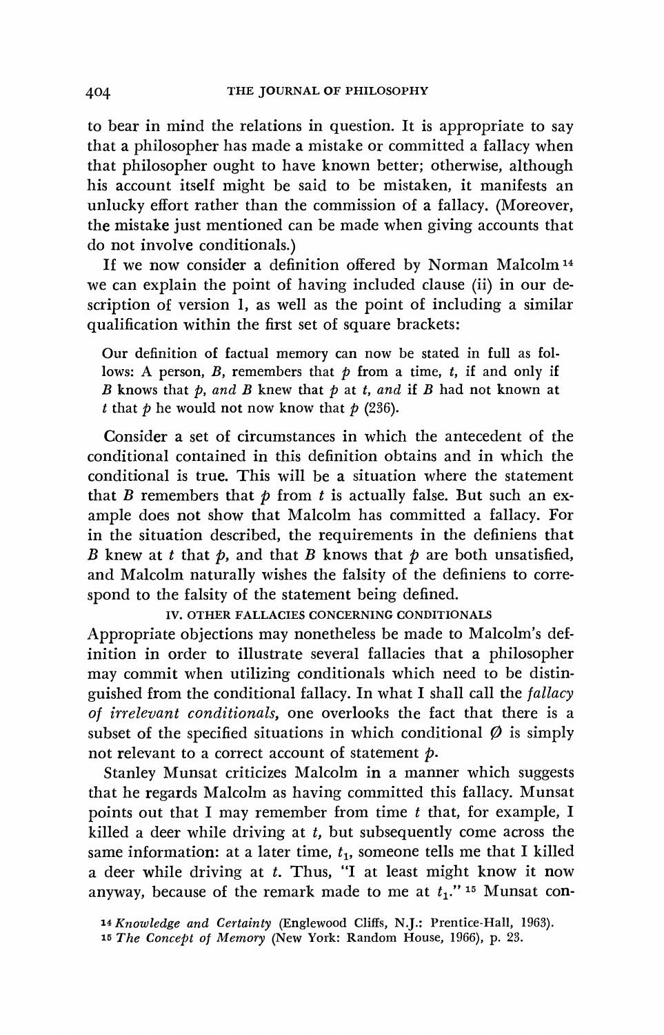to bear in mind the relations in question. It is appropriate to say that a philosopher has made a mistake or committed a fallacy when that philosopher ought to have known better; otherwise, although his account itself might be said to be mistaken, it manifests an unlucky effort rather than the commission of a fallacy. (Moreover, the mistake just mentioned can be made when giving accounts that do not involve conditionals.)

If we now consider a definition offered by Norman Malcolm [14] we can explain the point of having included clause (ii) in our description of version 1, as well as the point of including a similar qualification within the first set of square brackets:

> Our definition of factual memory can now be stated in full as follows: A person, $B$, remembers that $p$ from a time, $t$, if and only if $B$ knows that $p$, *and* $B$ knew that $p$ at $t$, *and* if $B$ had not known at $t$ that $p$ he would not now know that $p$ (236).

Consider a set of circumstances in which the antecedent of the conditional contained in this definition obtains and in which the conditional is true. This will be a situation where the statement that $B$ remembers that $p$ from $t$ is actually false. But such an example does not show that Malcolm has committed a fallacy. For in the situation described, the requirements in the definiens that $B$ knew at $t$ that $p$, and that $B$ knows that $p$ are both unsatisfied, and Malcolm naturally wishes the falsity of the definiens to correspond to the falsity of the statement being defined.

## IV. OTHER FALLACIES CONCERNING CONDITIONALS

Appropriate objections may nonetheless be made to Malcolm's definition in order to illustrate several fallacies that a philosopher may commit when utilizing conditionals which need to be distinguished from the conditional fallacy. In what I shall call the *fallacy of irrelevant conditionals*, one overlooks the fact that there is a subset of the specified situations in which conditional $\emptyset$ is simply not relevant to a correct account of statement $p$.

Stanley Munsat criticizes Malcolm in a manner which suggests that he regards Malcolm as having committed this fallacy. Munsat points out that I may remember from time $t$ that, for example, I killed a deer while driving at $t$, but subsequently come across the same information: at a later time, $t_1$, someone tells me that I killed a deer while driving at $t$. Thus, "I at least might know it now anyway, because of the remark made to me at $t_1$." [15] Munsat con-

[14] *Knowledge and Certainty* (Englewood Cliffs, N.J.: Prentice-Hall, 1963).

[15] *The Concept of Memory* (New York: Random House, 1966), p. 23.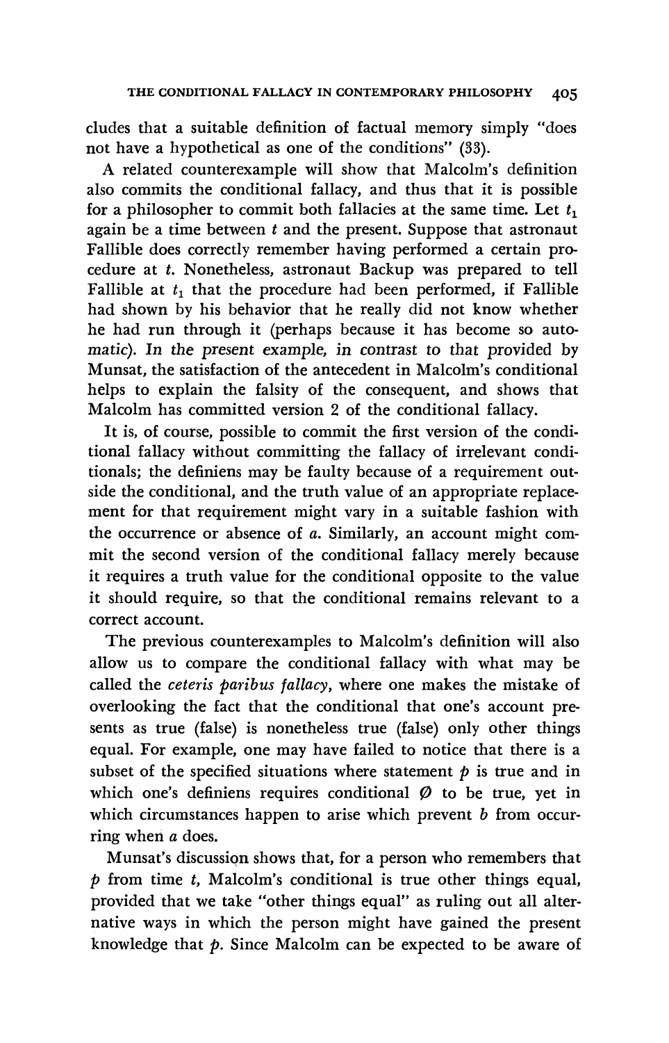cludes that a suitable definition of factual memory simply "does not have a hypothetical as one of the conditions" (33).

A related counterexample will show that Malcolm's definition also commits the conditional fallacy, and thus that it is possible for a philosopher to commit both fallacies at the same time. Let $t_1$ again be a time between $t$ and the present. Suppose that astronaut Fallible does correctly remember having performed a certain procedure at $t$. Nonetheless, astronaut Backup was prepared to tell Fallible at $t_1$ that the procedure had been performed, if Fallible had shown by his behavior that he really did not know whether he had run through it (perhaps because it has become so automatic). *In the present example, in contrast to that provided by* Munsat, the satisfaction of the antecedent in Malcolm's conditional helps to explain the falsity of the consequent, and shows that Malcolm has committed version 2 of the conditional fallacy.

It is, of course, possible to commit the first version of the conditional fallacy without committing the fallacy of irrelevant conditionals; the definiens may be faulty because of a requirement outside the conditional, and the truth value of an appropriate replacement for that requirement might vary in a suitable fashion with the occurrence or absence of $a$. Similarly, an account might commit the second version of the conditional fallacy merely because it requires a truth value for the conditional opposite to the value it should require, so that the conditional remains relevant to a correct account.

The previous counterexamples to Malcolm's definition will also allow us to compare the conditional fallacy with what may be called the *ceteris paribus fallacy*, where one makes the mistake of overlooking the fact that the conditional that one's account presents as true (false) is nonetheless true (false) only other things equal. For example, one may have failed to notice that there is a subset of the specified situations where statement $p$ is true and in which one's definiens requires conditional $\emptyset$ to be true, yet in which circumstances happen to arise which prevent $b$ from occurring when $a$ does.

Munsat's discussion shows that, for a person who remembers that $p$ from time $t$, Malcolm's conditional is true other things equal, provided that we take "other things equal" as ruling out all alternative ways in which the person might have gained the present knowledge that $p$. Since Malcolm can be expected to be aware of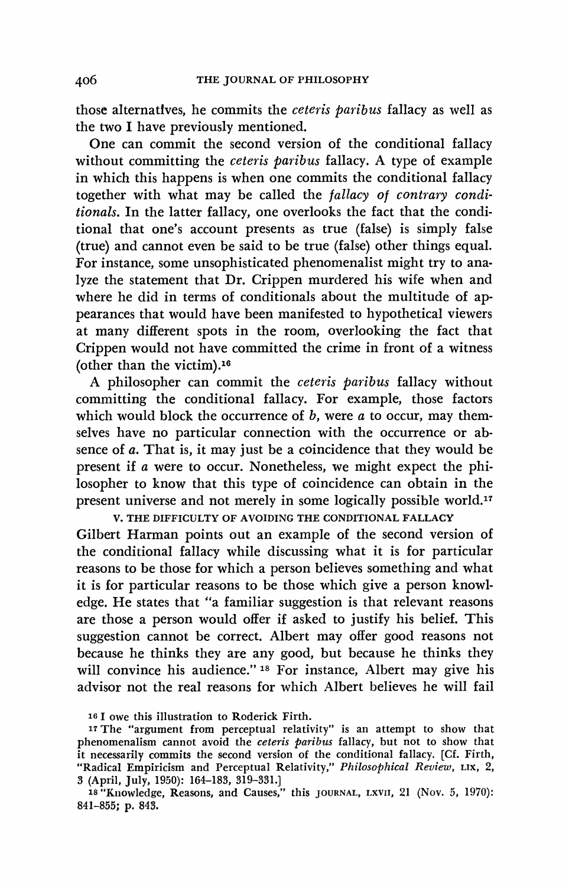those alternatives, he commits the *ceteris paribus* fallacy as well as the two I have previously mentioned.

One can commit the second version of the conditional fallacy without committing the *ceteris paribus* fallacy. A type of example in which this happens is when one commits the conditional fallacy together with what may be called the *fallacy of contrary conditionals*. In the latter fallacy, one overlooks the fact that the conditional that one's account presents as true (false) is simply false (true) and cannot even be said to be true (false) other things equal. For instance, some unsophisticated phenomenalist might try to analyze the statement that Dr. Crippen murdered his wife when and where he did in terms of conditionals about the multitude of appearances that would have been manifested to hypothetical viewers at many different spots in the room, overlooking the fact that Crippen would not have committed the crime in front of a witness (other than the victim).[16]

A philosopher can commit the *ceteris paribus* fallacy without committing the conditional fallacy. For example, those factors which would block the occurrence of *b*, were *a* to occur, may themselves have no particular connection with the occurrence or absence of *a*. That is, it may just be a coincidence that they would be present if *a* were to occur. Nonetheless, we might expect the philosopher to know that this type of coincidence can obtain in the present universe and not merely in some logically possible world.[17]

## V. THE DIFFICULTY OF AVOIDING THE CONDITIONAL FALLACY

Gilbert Harman points out an example of the second version of the conditional fallacy while discussing what it is for particular reasons to be those for which a person believes something and what it is for particular reasons to be those which give a person knowledge. He states that "a familiar suggestion is that relevant reasons are those a person would offer if asked to justify his belief. This suggestion cannot be correct. Albert may offer good reasons not because he thinks they are any good, but because he thinks they will convince his audience." [18] For instance, Albert may give his advisor not the real reasons for which Albert believes he will fail

[16] I owe this illustration to Roderick Firth.

[17] The "argument from perceptual relativity" is an attempt to show that phenomenalism cannot avoid the *ceteris paribus* fallacy, but not to show that it necessarily commits the second version of the conditional fallacy. [Cf. Firth, "Radical Empiricism and Perceptual Relativity," *Philosophical Review*, LIX, 2, 3 (April, July, 1950): 164–183, 319–331.]

[18] "Knowledge, Reasons, and Causes," this JOURNAL, LXVII, 21 (Nov. 5, 1970): 841–855; p. 843.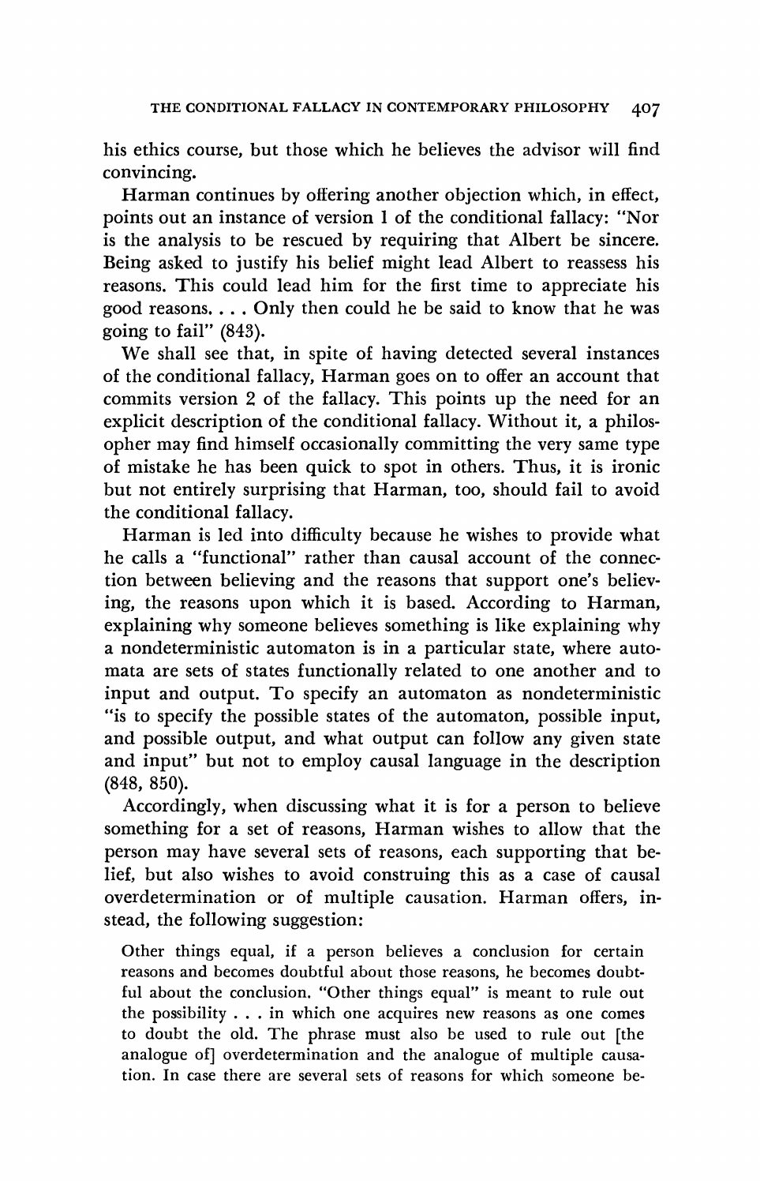his ethics course, but those which he believes the advisor will find convincing.

Harman continues by offering another objection which, in effect, points out an instance of version 1 of the conditional fallacy: "Nor is the analysis to be rescued by requiring that Albert be sincere. Being asked to justify his belief might lead Albert to reassess his reasons. This could lead him for the first time to appreciate his good reasons. . . . Only then could he be said to know that he was going to fail" (843).

We shall see that, in spite of having detected several instances of the conditional fallacy, Harman goes on to offer an account that commits version 2 of the fallacy. This points up the need for an explicit description of the conditional fallacy. Without it, a philosopher may find himself occasionally committing the very same type of mistake he has been quick to spot in others. Thus, it is ironic but not entirely surprising that Harman, too, should fail to avoid the conditional fallacy.

Harman is led into difficulty because he wishes to provide what he calls a "functional" rather than causal account of the connection between believing and the reasons that support one's believing, the reasons upon which it is based. According to Harman, explaining why someone believes something is like explaining why a nondeterministic automaton is in a particular state, where automata are sets of states functionally related to one another and to input and output. To specify an automaton as nondeterministic "is to specify the possible states of the automaton, possible input, and possible output, and what output can follow any given state and input" but not to employ causal language in the description (848, 850).

Accordingly, when discussing what it is for a person to believe something for a set of reasons, Harman wishes to allow that the person may have several sets of reasons, each supporting that belief, but also wishes to avoid construing this as a case of causal overdetermination or of multiple causation. Harman offers, instead, the following suggestion:

> Other things equal, if a person believes a conclusion for certain reasons and becomes doubtful about those reasons, he becomes doubtful about the conclusion. "Other things equal" is meant to rule out the possibility . . . in which one acquires new reasons as one comes to doubt the old. The phrase must also be used to rule out [the analogue of] overdetermination and the analogue of multiple causation. In case there are several sets of reasons for which someone be-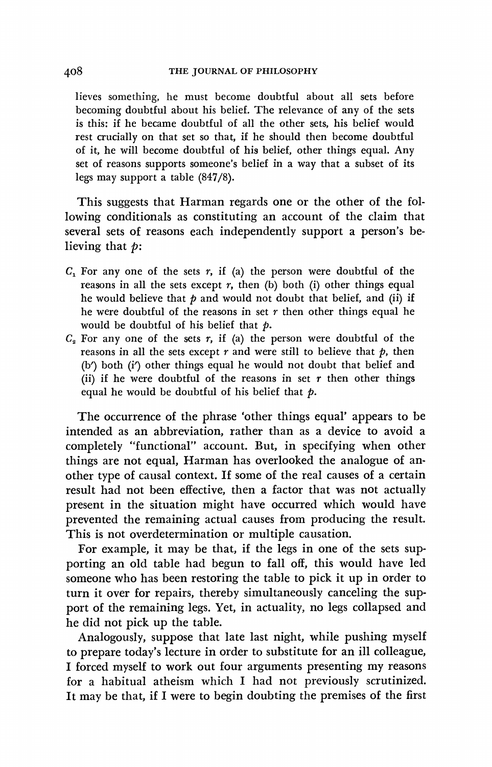lieves something, he must become doubtful about all sets before becoming doubtful about his belief. The relevance of any of the sets is this: if he became doubtful of all the other sets, his belief would rest crucially on that set so that, if he should then become doubtful of it, he will become doubtful of his belief, other things equal. Any set of reasons supports someone's belief in a way that a subset of its legs may support a table (847/8).

This suggests that Harman regards one or the other of the following conditionals as constituting an account of the claim that several sets of reasons each independently support a person's believing that *p*:

$C_1$ For any one of the sets *r*, if (a) the person were doubtful of the reasons in all the sets except *r*, then (b) both (i) other things equal he would believe that *p* and would not doubt that belief, and (ii) if he were doubtful of the reasons in set *r* then other things equal he would be doubtful of his belief that *p*.

$C_2$ For any one of the sets *r*, if (a) the person were doubtful of the reasons in all the sets except *r* and were still to believe that *p*, then (b′) both (i′) other things equal he would not doubt that belief and (ii) if he were doubtful of the reasons in set *r* then other things equal he would be doubtful of his belief that *p*.

The occurrence of the phrase 'other things equal' appears to be intended as an abbreviation, rather than as a device to avoid a completely "functional" account. But, in specifying when other things are not equal, Harman has overlooked the analogue of another type of causal context. If some of the real causes of a certain result had not been effective, then a factor that was not actually present in the situation might have occurred which would have prevented the remaining actual causes from producing the result. This is not overdetermination or multiple causation.

For example, it may be that, if the legs in one of the sets supporting an old table had begun to fall off, this would have led someone who has been restoring the table to pick it up in order to turn it over for repairs, thereby simultaneously canceling the support of the remaining legs. Yet, in actuality, no legs collapsed and he did not pick up the table.

Analogously, suppose that late last night, while pushing myself to prepare today's lecture in order to substitute for an ill colleague, I forced myself to work out four arguments presenting my reasons for a habitual atheism which I had not previously scrutinized. It may be that, if I were to begin doubting the premises of the first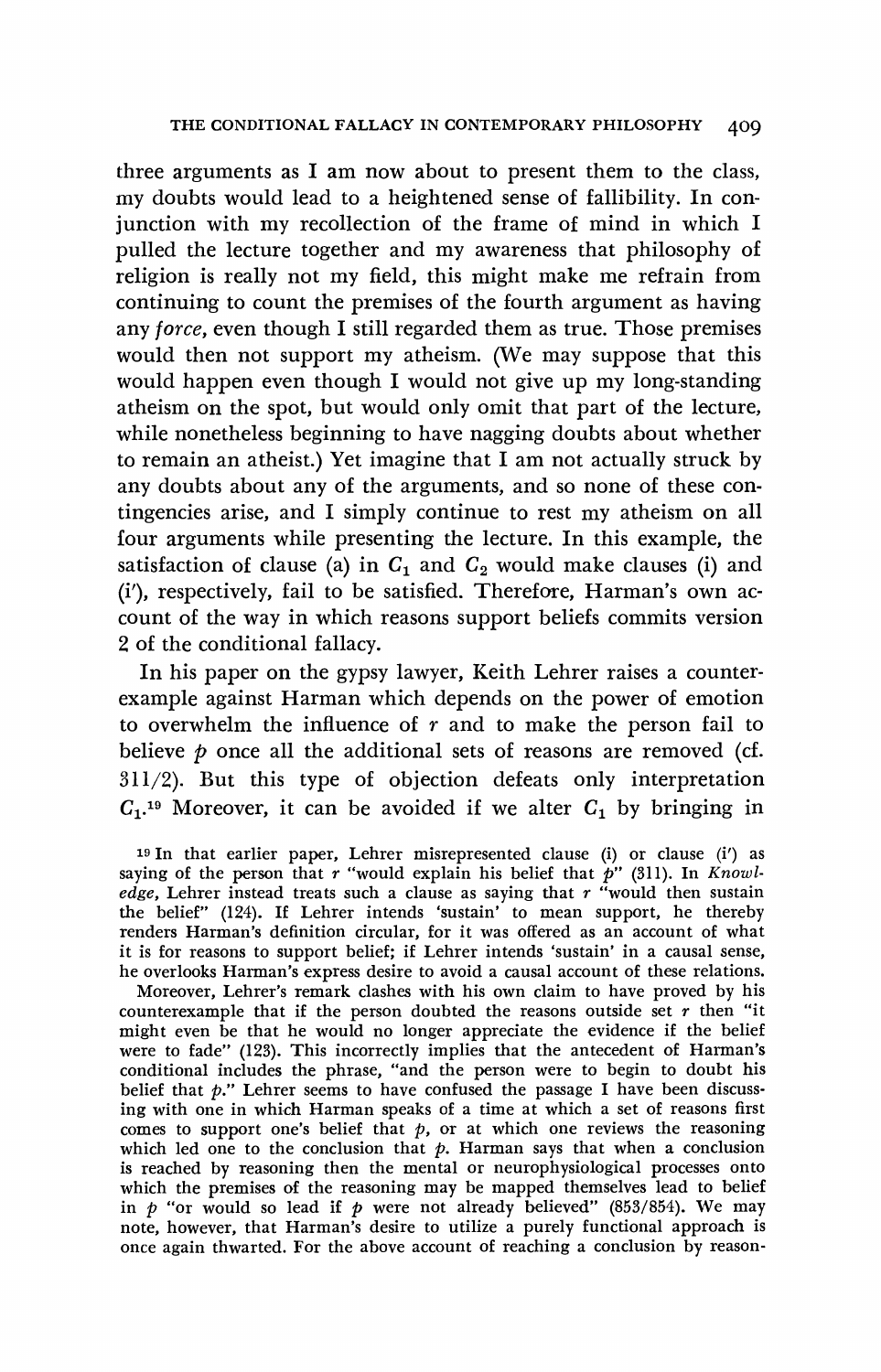three arguments as I am now about to present them to the class, my doubts would lead to a heightened sense of fallibility. In conjunction with my recollection of the frame of mind in which I pulled the lecture together and my awareness that philosophy of religion is really not my field, this might make me refrain from continuing to count the premises of the fourth argument as having any *force*, even though I still regarded them as true. Those premises would then not support my atheism. (We may suppose that this would happen even though I would not give up my long-standing atheism on the spot, but would only omit that part of the lecture, while nonetheless beginning to have nagging doubts about whether to remain an atheist.) Yet imagine that I am not actually struck by any doubts about any of the arguments, and so none of these contingencies arise, and I simply continue to rest my atheism on all four arguments while presenting the lecture. In this example, the satisfaction of clause (a) in $C_1$ and $C_2$ would make clauses (i) and (i′), respectively, fail to be satisfied. Therefore, Harman's own account of the way in which reasons support beliefs commits version 2 of the conditional fallacy.

In his paper on the gypsy lawyer, Keith Lehrer raises a counterexample against Harman which depends on the power of emotion to overwhelm the influence of $r$ and to make the person fail to believe $p$ once all the additional sets of reasons are removed (cf. 311/2). But this type of objection defeats only interpretation $C_1$.[19] Moreover, it can be avoided if we alter $C_1$ by bringing in

[19] In that earlier paper, Lehrer misrepresented clause (i) or clause (i′) as saying of the person that $r$ "would explain his belief that $p$" (311). In *Knowledge*, Lehrer instead treats such a clause as saying that $r$ "would then sustain the belief" (124). If Lehrer intends 'sustain' to mean support, he thereby renders Harman's definition circular, for it was offered as an account of what it is for reasons to support belief; if Lehrer intends 'sustain' in a causal sense, he overlooks Harman's express desire to avoid a causal account of these relations.

Moreover, Lehrer's remark clashes with his own claim to have proved by his counterexample that if the person doubted the reasons outside set $r$ then "it might even be that he would no longer appreciate the evidence if the belief were to fade" (123). This incorrectly implies that the antecedent of Harman's conditional includes the phrase, "and the person were to begin to doubt his belief that $p$." Lehrer seems to have confused the passage I have been discussing with one in which Harman speaks of a time at which a set of reasons first comes to support one's belief that $p$, or at which one reviews the reasoning which led one to the conclusion that $p$. Harman says that when a conclusion is reached by reasoning then the mental or neurophysiological processes onto which the premises of the reasoning may be mapped themselves lead to belief in $p$ "or would so lead if $p$ were not already believed" (853/854). We may note, however, that Harman's desire to utilize a purely functional approach is once again thwarted. For the above account of reaching a conclusion by reason-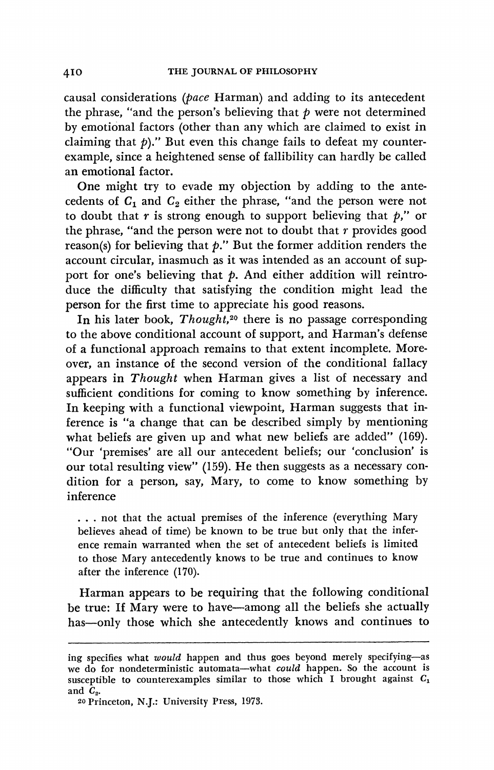causal considerations (*pace* Harman) and adding to its antecedent the phrase, "and the person's believing that $p$ were not determined by emotional factors (other than any which are claimed to exist in claiming that $p$)." But even this change fails to defeat my counterexample, since a heightened sense of fallibility can hardly be called an emotional factor.

One might try to evade my objection by adding to the antecedents of $C_1$ and $C_2$ either the phrase, "and the person were not to doubt that $r$ is strong enough to support believing that $p$," or the phrase, "and the person were not to doubt that $r$ provides good reason(s) for believing that $p$." But the former addition renders the account circular, inasmuch as it was intended as an account of support for one's believing that $p$. And either addition will reintroduce the difficulty that satisfying the condition might lead the person for the first time to appreciate his good reasons.

In his later book, *Thought*,[20] there is no passage corresponding to the above conditional account of support, and Harman's defense of a functional approach remains to that extent incomplete. Moreover, an instance of the second version of the conditional fallacy appears in *Thought* when Harman gives a list of necessary and sufficient conditions for coming to know something by inference. In keeping with a functional viewpoint, Harman suggests that inference is "a change that can be described simply by mentioning what beliefs are given up and what new beliefs are added" (169). "Our 'premises' are all our antecedent beliefs; our 'conclusion' is our total resulting view" (159). He then suggests as a necessary condition for a person, say, Mary, to come to know something by inference

> . . . not that the actual premises of the inference (everything Mary believes ahead of time) be known to be true but only that the inference remain warranted when the set of antecedent beliefs is limited to those Mary antecedently knows to be true and continues to know after the inference (170).

Harman appears to be requiring that the following conditional be true: If Mary were to have—among all the beliefs she actually has—only those which she antecedently knows and continues to

---

ing specifies what *would* happen and thus goes beyond merely specifying—as we do for nondeterministic automata—what *could* happen. So the account is susceptible to counterexamples similar to those which I brought against $C_1$ and $C_2$.

[20] Princeton, N.J.: University Press, 1973.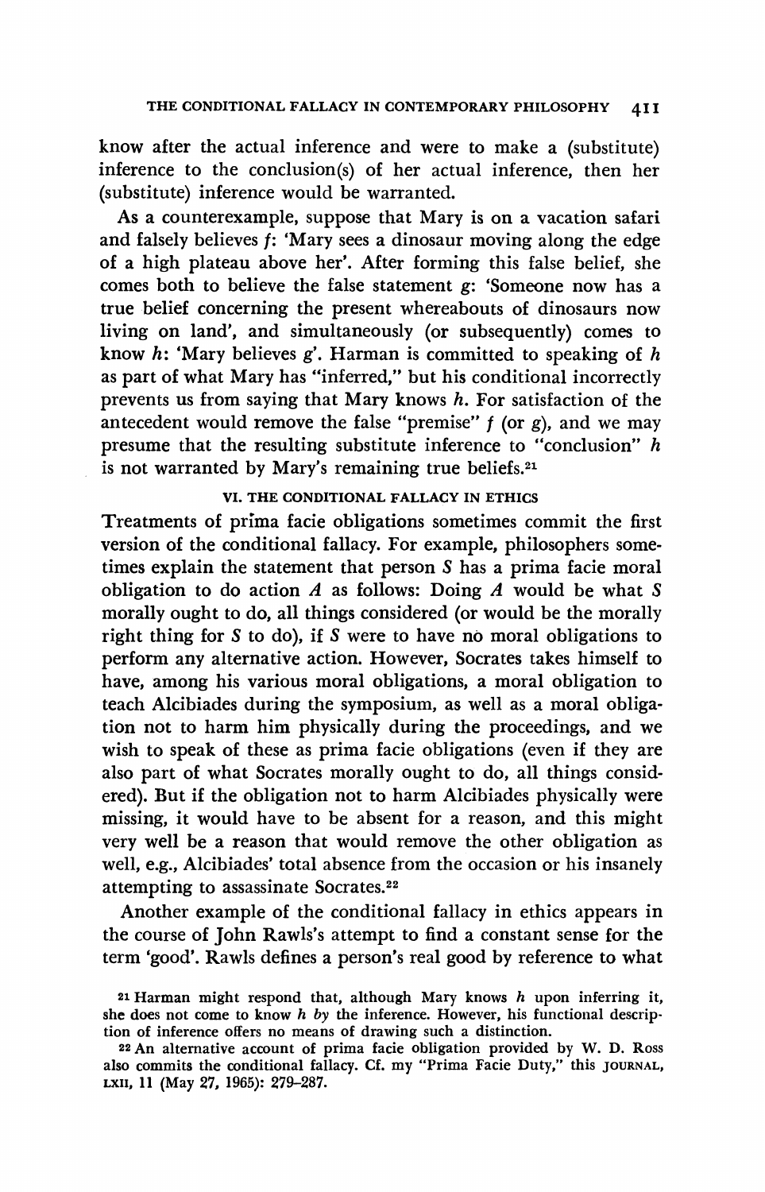know after the actual inference and were to make a (substitute) inference to the conclusion(s) of her actual inference, then her (substitute) inference would be warranted.

As a counterexample, suppose that Mary is on a vacation safari and falsely believes *f*: 'Mary sees a dinosaur moving along the edge of a high plateau above her'. After forming this false belief, she comes both to believe the false statement *g*: 'Someone now has a true belief concerning the present whereabouts of dinosaurs now living on land', and simultaneously (or subsequently) comes to know *h*: 'Mary believes *g*'. Harman is committed to speaking of *h* as part of what Mary has "inferred," but his conditional incorrectly prevents us from saying that Mary knows *h*. For satisfaction of the antecedent would remove the false "premise" *f* (or *g*), and we may presume that the resulting substitute inference to "conclusion" *h* is not warranted by Mary's remaining true beliefs.[21]

## VI. THE CONDITIONAL FALLACY IN ETHICS

Treatments of prima facie obligations sometimes commit the first version of the conditional fallacy. For example, philosophers sometimes explain the statement that person *S* has a prima facie moral obligation to do action *A* as follows: Doing *A* would be what *S* morally ought to do, all things considered (or would be the morally right thing for *S* to do), if *S* were to have no moral obligations to perform any alternative action. However, Socrates takes himself to have, among his various moral obligations, a moral obligation to teach Alcibiades during the symposium, as well as a moral obligation not to harm him physically during the proceedings, and we wish to speak of these as prima facie obligations (even if they are also part of what Socrates morally ought to do, all things considered). But if the obligation not to harm Alcibiades physically were missing, it would have to be absent for a reason, and this might very well be a reason that would remove the other obligation as well, e.g., Alcibiades' total absence from the occasion or his insanely attempting to assassinate Socrates.[22]

Another example of the conditional fallacy in ethics appears in the course of John Rawls's attempt to find a constant sense for the term 'good'. Rawls defines a person's real good by reference to what

---

[21] Harman might respond that, although Mary knows *h* upon inferring it, she does not come to know *h* *by* the inference. However, his functional description of inference offers no means of drawing such a distinction.

[22] An alternative account of prima facie obligation provided by W. D. Ross also commits the conditional fallacy. Cf. my "Prima Facie Duty," this JOURNAL, LXII, 11 (May 27, 1965): 279–287.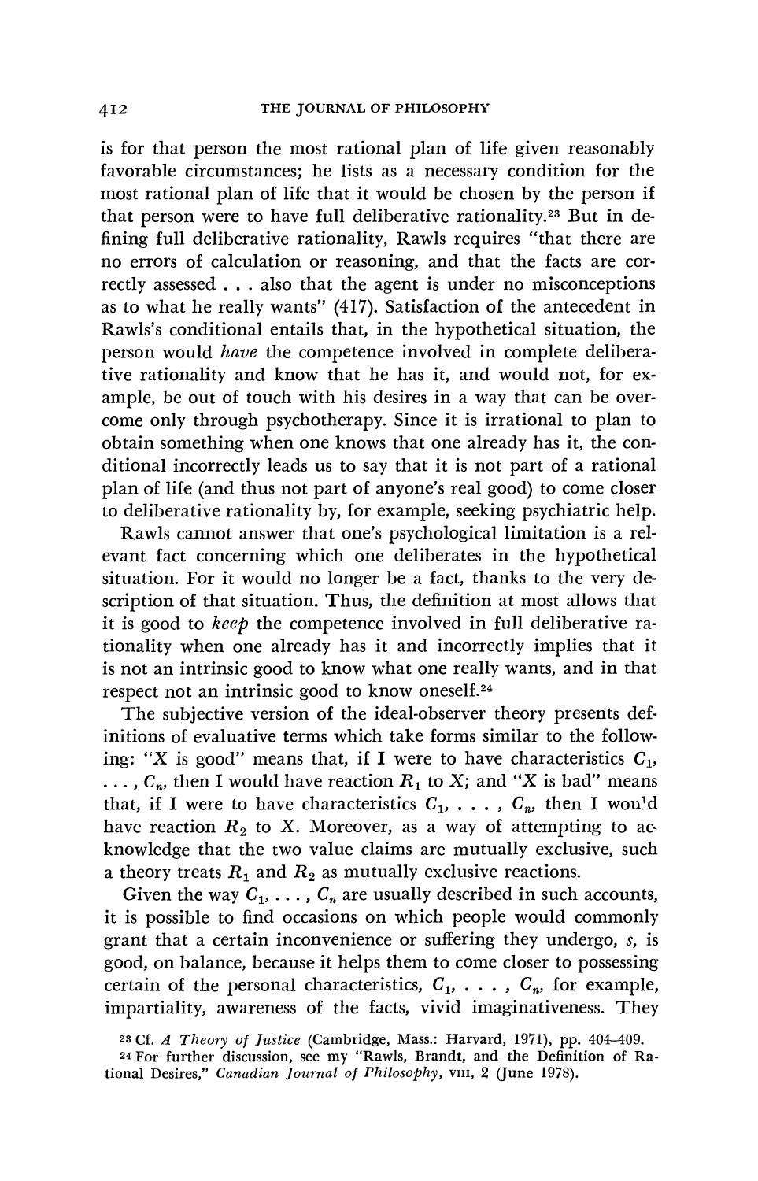is for that person the most rational plan of life given reasonably favorable circumstances; he lists as a necessary condition for the most rational plan of life that it would be chosen by the person if that person were to have full deliberative rationality.[23] But in defining full deliberative rationality, Rawls requires "that there are no errors of calculation or reasoning, and that the facts are correctly assessed . . . also that the agent is under no misconceptions as to what he really wants" (417). Satisfaction of the antecedent in Rawls's conditional entails that, in the hypothetical situation, the person would *have* the competence involved in complete deliberative rationality and know that he has it, and would not, for example, be out of touch with his desires in a way that can be overcome only through psychotherapy. Since it is irrational to plan to obtain something when one knows that one already has it, the conditional incorrectly leads us to say that it is not part of a rational plan of life (and thus not part of anyone's real good) to come closer to deliberative rationality by, for example, seeking psychiatric help.

Rawls cannot answer that one's psychological limitation is a relevant fact concerning which one deliberates in the hypothetical situation. For it would no longer be a fact, thanks to the very description of that situation. Thus, the definition at most allows that it is good to *keep* the competence involved in full deliberative rationality when one already has it and incorrectly implies that it is not an intrinsic good to know what one really wants, and in that respect not an intrinsic good to know oneself.[24]

The subjective version of the ideal-observer theory presents definitions of evaluative terms which take forms similar to the following: "X is good" means that, if I were to have characteristics $C_1, \ldots, C_n$, then I would have reaction $R_1$ to X; and "X is bad" means that, if I were to have characteristics $C_1, \ldots, C_n$, then I would have reaction $R_2$ to X. Moreover, as a way of attempting to acknowledge that the two value claims are mutually exclusive, such a theory treats $R_1$ and $R_2$ as mutually exclusive reactions.

Given the way $C_1, \ldots, C_n$ are usually described in such accounts, it is possible to find occasions on which people would commonly grant that a certain inconvenience or suffering they undergo, *s*, is good, on balance, because it helps them to come closer to possessing certain of the personal characteristics, $C_1, \ldots, C_n$, for example, impartiality, awareness of the facts, vivid imaginativeness. They

[23] Cf. *A Theory of Justice* (Cambridge, Mass.: Harvard, 1971), pp. 404–409.

[24] For further discussion, see my "Rawls, Brandt, and the Definition of Rational Desires," *Canadian Journal of Philosophy*, VIII, 2 (June 1978).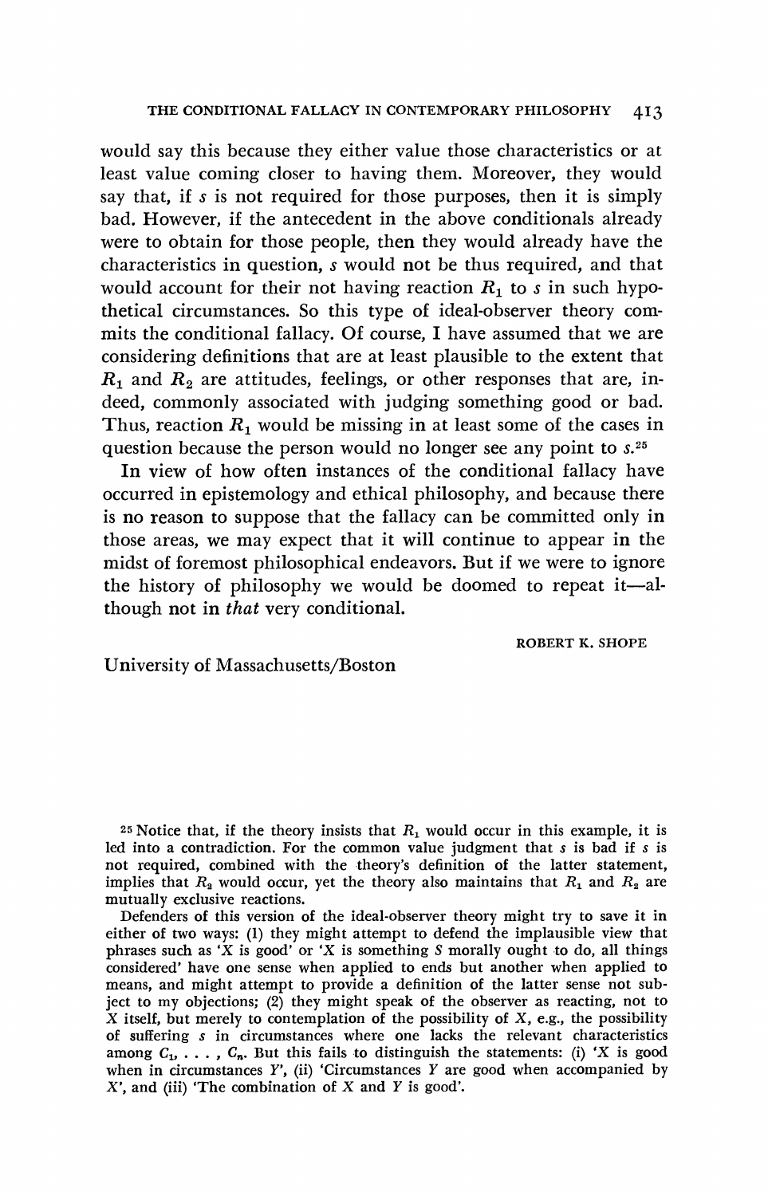would say this because they either value those characteristics or at least value coming closer to having them. Moreover, they would say that, if $s$ is not required for those purposes, then it is simply bad. However, if the antecedent in the above conditionals already were to obtain for those people, then they would already have the characteristics in question, $s$ would not be thus required, and that would account for their not having reaction $R_1$ to $s$ in such hypothetical circumstances. So this type of ideal-observer theory commits the conditional fallacy. Of course, I have assumed that we are considering definitions that are at least plausible to the extent that $R_1$ and $R_2$ are attitudes, feelings, or other responses that are, indeed, commonly associated with judging something good or bad. Thus, reaction $R_1$ would be missing in at least some of the cases in question because the person would no longer see any point to $s$.[25]

In view of how often instances of the conditional fallacy have occurred in epistemology and ethical philosophy, and because there is no reason to suppose that the fallacy can be committed only in those areas, we may expect that it will continue to appear in the midst of foremost philosophical endeavors. But if we were to ignore the history of philosophy we would be doomed to repeat it—although not in *that* very conditional.

ROBERT K. SHOPE

University of Massachusetts/Boston

[25] Notice that, if the theory insists that $R_1$ would occur in this example, it is led into a contradiction. For the common value judgment that $s$ is bad if $s$ is not required, combined with the theory's definition of the latter statement, implies that $R_2$ would occur, yet the theory also maintains that $R_1$ and $R_2$ are mutually exclusive reactions.

Defenders of this version of the ideal-observer theory might try to save it in either of two ways: (1) they might attempt to defend the implausible view that phrases such as '$X$ is good' or '$X$ is something $S$ morally ought to do, all things considered' have one sense when applied to ends but another when applied to means, and might attempt to provide a definition of the latter sense not subject to my objections; (2) they might speak of the observer as reacting, not to $X$ itself, but merely to contemplation of the possibility of $X$, e.g., the possibility of suffering $s$ in circumstances where one lacks the relevant characteristics among $C_1, \ldots, C_n$. But this fails to distinguish the statements: (i) '$X$ is good when in circumstances $Y$', (ii) 'Circumstances $Y$ are good when accompanied by $X$', and (iii) 'The combination of $X$ and $Y$ is good'.